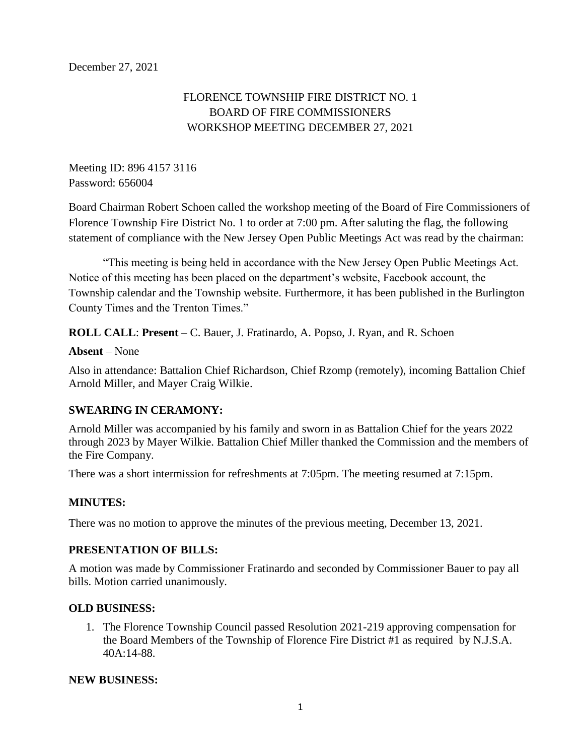December 27, 2021

# FLORENCE TOWNSHIP FIRE DISTRICT NO. 1
## BOARD OF FIRE COMMISSIONERS
## WORKSHOP MEETING DECEMBER 27, 2021

Meeting ID: 896 4157 3116
Password: 656004

Board Chairman Robert Schoen called the workshop meeting of the Board of Fire Commissioners of Florence Township Fire District No. 1 to order at 7:00 pm. After saluting the flag, the following statement of compliance with the New Jersey Open Public Meetings Act was read by the chairman:

"This meeting is being held in accordance with the New Jersey Open Public Meetings Act. Notice of this meeting has been placed on the department's website, Facebook account, the Township calendar and the Township website. Furthermore, it has been published in the Burlington County Times and the Trenton Times."

**ROLL CALL**: **Present** – C. Bauer, J. Fratinardo, A. Popso, J. Ryan, and R. Schoen

**Absent** – None

Also in attendance: Battalion Chief Richardson, Chief Rzomp (remotely), incoming Battalion Chief Arnold Miller, and Mayer Craig Wilkie.

**SWEARING IN CERAMONY:**

Arnold Miller was accompanied by his family and sworn in as Battalion Chief for the years 2022 through 2023 by Mayer Wilkie. Battalion Chief Miller thanked the Commission and the members of the Fire Company.

There was a short intermission for refreshments at 7:05pm. The meeting resumed at 7:15pm.

**MINUTES:**

There was no motion to approve the minutes of the previous meeting, December 13, 2021.

**PRESENTATION OF BILLS:**

A motion was made by Commissioner Fratinardo and seconded by Commissioner Bauer to pay all bills. Motion carried unanimously.

**OLD BUSINESS:**

1. The Florence Township Council passed Resolution 2021-219 approving compensation for the Board Members of the Township of Florence Fire District #1 as required by N.J.S.A. 40A:14-88.

**NEW BUSINESS:**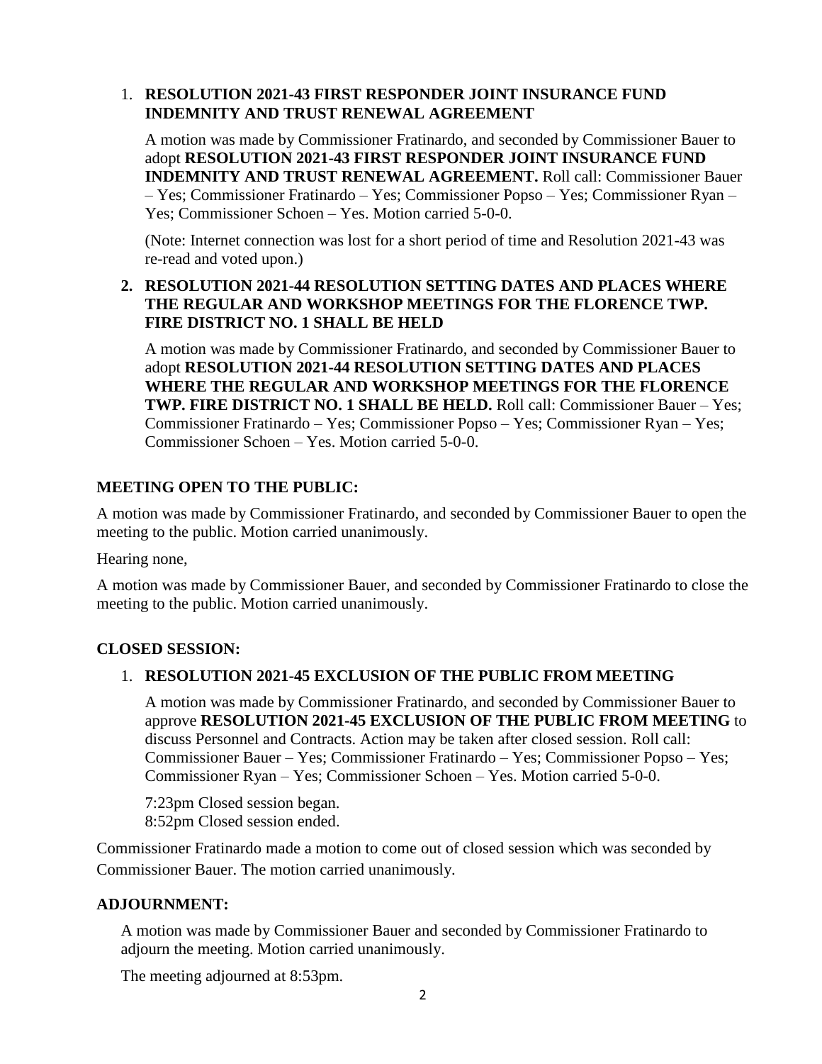1. **RESOLUTION 2021-43 FIRST RESPONDER JOINT INSURANCE FUND INDEMNITY AND TRUST RENEWAL AGREEMENT**

   A motion was made by Commissioner Fratinardo, and seconded by Commissioner Bauer to adopt **RESOLUTION 2021-43 FIRST RESPONDER JOINT INSURANCE FUND INDEMNITY AND TRUST RENEWAL AGREEMENT.** Roll call: Commissioner Bauer – Yes; Commissioner Fratinardo – Yes; Commissioner Popso – Yes; Commissioner Ryan – Yes; Commissioner Schoen – Yes. Motion carried 5-0-0.

   (Note: Internet connection was lost for a short period of time and Resolution 2021-43 was re-read and voted upon.)

2. **RESOLUTION 2021-44 RESOLUTION SETTING DATES AND PLACES WHERE THE REGULAR AND WORKSHOP MEETINGS FOR THE FLORENCE TWP. FIRE DISTRICT NO. 1 SHALL BE HELD**

   A motion was made by Commissioner Fratinardo, and seconded by Commissioner Bauer to adopt **RESOLUTION 2021-44 RESOLUTION SETTING DATES AND PLACES WHERE THE REGULAR AND WORKSHOP MEETINGS FOR THE FLORENCE TWP. FIRE DISTRICT NO. 1 SHALL BE HELD.** Roll call: Commissioner Bauer – Yes; Commissioner Fratinardo – Yes; Commissioner Popso – Yes; Commissioner Ryan – Yes; Commissioner Schoen – Yes. Motion carried 5-0-0.

## MEETING OPEN TO THE PUBLIC:

A motion was made by Commissioner Fratinardo, and seconded by Commissioner Bauer to open the meeting to the public. Motion carried unanimously.

Hearing none,

A motion was made by Commissioner Bauer, and seconded by Commissioner Fratinardo to close the meeting to the public. Motion carried unanimously.

## CLOSED SESSION:

1. **RESOLUTION 2021-45 EXCLUSION OF THE PUBLIC FROM MEETING**

   A motion was made by Commissioner Fratinardo, and seconded by Commissioner Bauer to approve **RESOLUTION 2021-45 EXCLUSION OF THE PUBLIC FROM MEETING** to discuss Personnel and Contracts. Action may be taken after closed session. Roll call: Commissioner Bauer – Yes; Commissioner Fratinardo – Yes; Commissioner Popso – Yes; Commissioner Ryan – Yes; Commissioner Schoen – Yes. Motion carried 5-0-0.

   7:23pm Closed session began.
   8:52pm Closed session ended.

Commissioner Fratinardo made a motion to come out of closed session which was seconded by Commissioner Bauer. The motion carried unanimously.

## ADJOURNMENT:

A motion was made by Commissioner Bauer and seconded by Commissioner Fratinardo to adjourn the meeting. Motion carried unanimously.

The meeting adjourned at 8:53pm.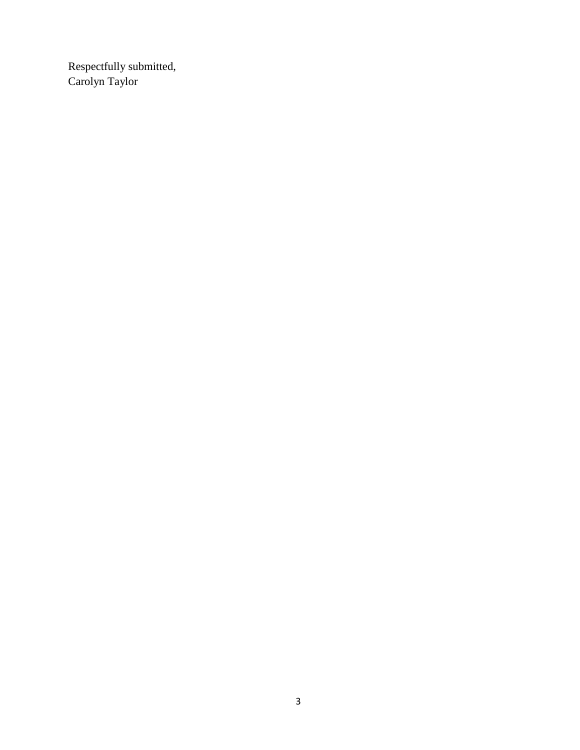Respectfully submitted,
Carolyn Taylor